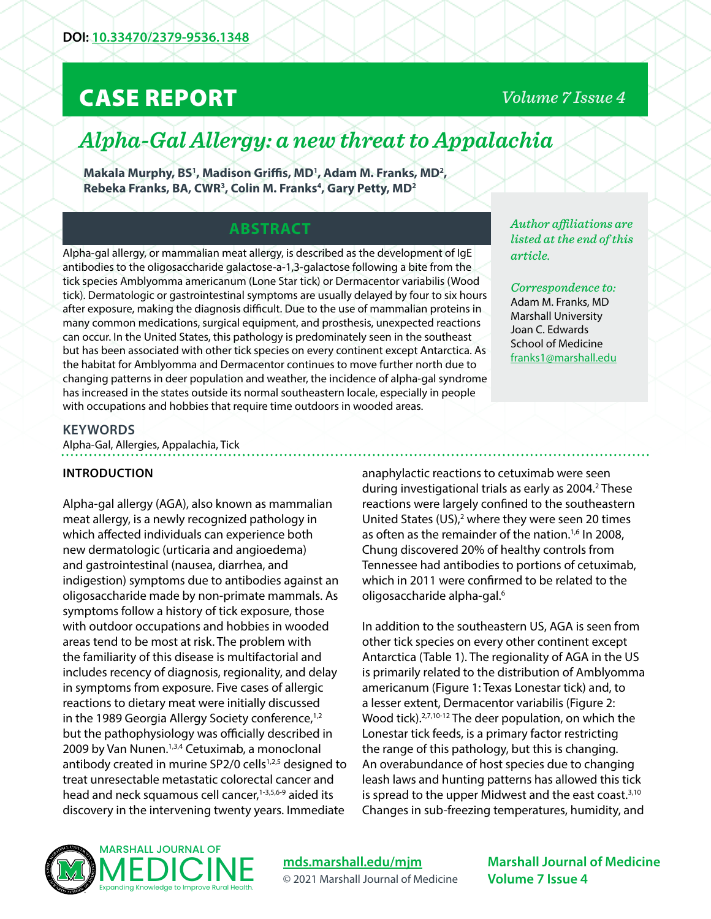DOI: [10.33470/2379-9536.1348](https://doi.org/10.33470/2379-9536.1348)

**CASE REPORT**

# *Alpha-Gal Allergy: a new threat to Appalachia*

**Makala Murphy, BS[1], Madison Griffis, MD[1], Adam M. Franks, MD[2], Rebeka Franks, BA, CWR[3], Colin M. Franks[4], Gary Petty, MD[2]**

*Author affiliations are listed at the end of this article.*

*Correspondence to:*
Adam M. Franks, MD
Marshall University
Joan C. Edwards
School of Medicine
franks1@marshall.edu

## ABSTRACT

Alpha-gal allergy, or mammalian meat allergy, is described as the development of IgE antibodies to the oligosaccharide galactose-a-1,3-galactose following a bite from the tick species Amblyomma americanum (Lone Star tick) or Dermacentor variabilis (Wood tick). Dermatologic or gastrointestinal symptoms are usually delayed by four to six hours after exposure, making the diagnosis difficult. Due to the use of mammalian proteins in many common medications, surgical equipment, and prosthesis, unexpected reactions can occur. In the United States, this pathology is predominately seen in the southeast but has been associated with other tick species on every continent except Antarctica. As the habitat for Amblyomma and Dermacentor continues to move further north due to changing patterns in deer population and weather, the incidence of alpha-gal syndrome has increased in the states outside its normal southeastern locale, especially in people with occupations and hobbies that require time outdoors in wooded areas.

## KEYWORDS

Alpha-Gal, Allergies, Appalachia, Tick

## INTRODUCTION

Alpha-gal allergy (AGA), also known as mammalian meat allergy, is a newly recognized pathology in which affected individuals can experience both new dermatologic (urticaria and angioedema) and gastrointestinal (nausea, diarrhea, and indigestion) symptoms due to antibodies against an oligosaccharide made by non-primate mammals. As symptoms follow a history of tick exposure, those with outdoor occupations and hobbies in wooded areas tend to be most at risk. The problem with the familiarity of this disease is multifactorial and includes recency of diagnosis, regionality, and delay in symptoms from exposure. Five cases of allergic reactions to dietary meat were initially discussed in the 1989 Georgia Allergy Society conference,[1,2] but the pathophysiology was officially described in 2009 by Van Nunen.[1,3,4] Cetuximab, a monoclonal antibody created in murine SP2/0 cells[1,2,5] designed to treat unresectable metastatic colorectal cancer and head and neck squamous cell cancer,[1-3,5,6-9] aided its discovery in the intervening twenty years. Immediate anaphylactic reactions to cetuximab were seen during investigational trials as early as 2004.[2] These reactions were largely confined to the southeastern United States (US),[2] where they were seen 20 times as often as the remainder of the nation.[1,6] In 2008, Chung discovered 20% of healthy controls from Tennessee had antibodies to portions of cetuximab, which in 2011 were confirmed to be related to the oligosaccharide alpha-gal.[6]

In addition to the southeastern US, AGA is seen from other tick species on every other continent except Antarctica (Table 1). The regionality of AGA in the US is primarily related to the distribution of Amblyomma americanum (Figure 1: Texas Lonestar tick) and, to a lesser extent, Dermacentor variabilis (Figure 2: Wood tick).[2,7,10-12] The deer population, on which the Lonestar tick feeds, is a primary factor restricting the range of this pathology, but this is changing. An overabundance of host species due to changing leash laws and hunting patterns has allowed this tick is spread to the upper Midwest and the east coast.[3,10] Changes in sub-freezing temperatures, humidity, and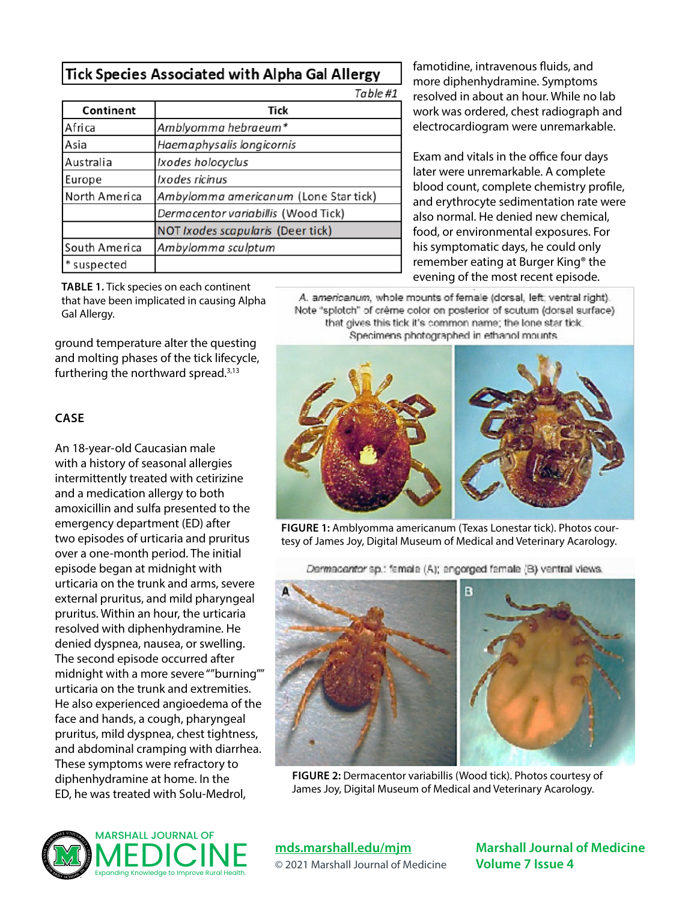**Tick Species Associated with Alpha Gal Allergy**

*Table #1*

| Continent | Tick |
|---|---|
| Africa | *Amblyomma hebraeum** |
| Asia | *Haemaphysalis longicornis* |
| Australia | *Ixodes holocyclus* |
| Europe | *Ixodes ricinus* |
| North America | *Amblyomma americanum* (Lone Star tick) |
| | *Dermacentor variabillis* (Wood Tick) |
| | NOT *Ixodes scapularis* (Deer tick) |
| South America | *Amblyomma sculptum* |
| * suspected | |

**TABLE 1.** Tick species on each continent that have been implicated in causing Alpha Gal Allergy.

ground temperature alter the questing and molting phases of the tick lifecycle, furthering the northward spread.[3,13]

## CASE

An 18-year-old Caucasian male with a history of seasonal allergies intermittently treated with cetirizine and a medication allergy to both amoxicillin and sulfa presented to the emergency department (ED) after two episodes of urticaria and pruritus over a one-month period. The initial episode began at midnight with urticaria on the trunk and arms, severe external pruritus, and mild pharyngeal pruritus. Within an hour, the urticaria resolved with diphenhydramine. He denied dyspnea, nausea, or swelling. The second episode occurred after midnight with a more severe ""burning"" urticaria on the trunk and extremities. He also experienced angioedema of the face and hands, a cough, pharyngeal pruritus, mild dyspnea, chest tightness, and abdominal cramping with diarrhea. These symptoms were refractory to diphenhydramine at home. In the ED, he was treated with Solu-Medrol, famotidine, intravenous fluids, and more diphenhydramine. Symptoms resolved in about an hour. While no lab work was ordered, chest radiograph and electrocardiogram were unremarkable.

Exam and vitals in the office four days later were unremarkable. A complete blood count, complete chemistry profile, and erythrocyte sedimentation rate were also normal. He denied new chemical, food, or environmental exposures. For his symptomatic days, he could only remember eating at Burger King® the evening of the most recent episode.

*A. americanum*, whole mounts of female (dorsal, left; ventral right). Note "splotch" of crème color on posterior of scutum (dorsal surface) that gives this tick it's common name; the lone star tick. Specimens photographed in ethanol mounts.

**FIGURE 1:** Amblyomma americanum (Texas Lonestar tick). Photos courtesy of James Joy, Digital Museum of Medical and Veterinary Acarology.

*Dermacentor* sp.: female (A); engorged female (B) ventral views.

**FIGURE 2:** Dermacentor variabillis (Wood tick). Photos courtesy of James Joy, Digital Museum of Medical and Veterinary Acarology.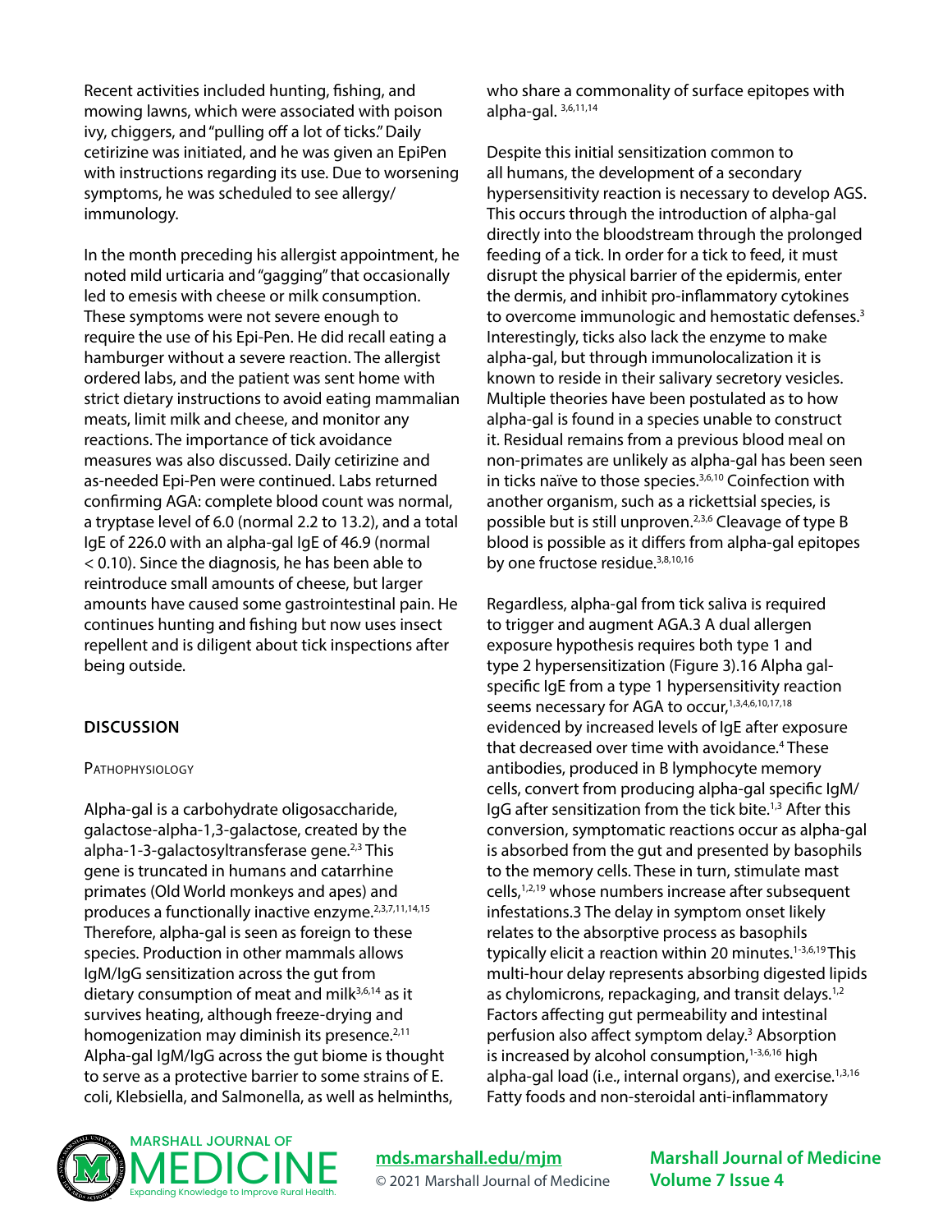Recent activities included hunting, fishing, and mowing lawns, which were associated with poison ivy, chiggers, and "pulling off a lot of ticks." Daily cetirizine was initiated, and he was given an EpiPen with instructions regarding its use. Due to worsening symptoms, he was scheduled to see allergy/immunology.

In the month preceding his allergist appointment, he noted mild urticaria and "gagging" that occasionally led to emesis with cheese or milk consumption. These symptoms were not severe enough to require the use of his Epi-Pen. He did recall eating a hamburger without a severe reaction. The allergist ordered labs, and the patient was sent home with strict dietary instructions to avoid eating mammalian meats, limit milk and cheese, and monitor any reactions. The importance of tick avoidance measures was also discussed. Daily cetirizine and as-needed Epi-Pen were continued. Labs returned confirming AGA: complete blood count was normal, a tryptase level of 6.0 (normal 2.2 to 13.2), and a total IgE of 226.0 with an alpha-gal IgE of 46.9 (normal < 0.10). Since the diagnosis, he has been able to reintroduce small amounts of cheese, but larger amounts have caused some gastrointestinal pain. He continues hunting and fishing but now uses insect repellent and is diligent about tick inspections after being outside.

## DISCUSSION

### Pathophysiology

Alpha-gal is a carbohydrate oligosaccharide, galactose-alpha-1,3-galactose, created by the alpha-1-3-galactosyltransferase gene.[2,3] This gene is truncated in humans and catarrhine primates (Old World monkeys and apes) and produces a functionally inactive enzyme.[2,3,7,11,14,15] Therefore, alpha-gal is seen as foreign to these species. Production in other mammals allows IgM/IgG sensitization across the gut from dietary consumption of meat and milk[3,6,14] as it survives heating, although freeze-drying and homogenization may diminish its presence.[2,11] Alpha-gal IgM/IgG across the gut biome is thought to serve as a protective barrier to some strains of E. coli, Klebsiella, and Salmonella, as well as helminths, who share a commonality of surface epitopes with alpha-gal. [3,6,11,14]

Despite this initial sensitization common to all humans, the development of a secondary hypersensitivity reaction is necessary to develop AGS. This occurs through the introduction of alpha-gal directly into the bloodstream through the prolonged feeding of a tick. In order for a tick to feed, it must disrupt the physical barrier of the epidermis, enter the dermis, and inhibit pro-inflammatory cytokines to overcome immunologic and hemostatic defenses.[3] Interestingly, ticks also lack the enzyme to make alpha-gal, but through immunolocalization it is known to reside in their salivary secretory vesicles. Multiple theories have been postulated as to how alpha-gal is found in a species unable to construct it. Residual remains from a previous blood meal on non-primates are unlikely as alpha-gal has been seen in ticks naïve to those species.[3,6,10] Coinfection with another organism, such as a rickettsial species, is possible but is still unproven.[2,3,6] Cleavage of type B blood is possible as it differs from alpha-gal epitopes by one fructose residue.[3,8,10,16]

Regardless, alpha-gal from tick saliva is required to trigger and augment AGA.3 A dual allergen exposure hypothesis requires both type 1 and type 2 hypersensitization (Figure 3).16 Alpha gal-specific IgE from a type 1 hypersensitivity reaction seems necessary for AGA to occur,[1,3,4,6,10,17,18] evidenced by increased levels of IgE after exposure that decreased over time with avoidance.[4] These antibodies, produced in B lymphocyte memory cells, convert from producing alpha-gal specific IgM/IgG after sensitization from the tick bite.[1,3] After this conversion, symptomatic reactions occur as alpha-gal is absorbed from the gut and presented by basophils to the memory cells. These in turn, stimulate mast cells,[1,2,19] whose numbers increase after subsequent infestations.3 The delay in symptom onset likely relates to the absorptive process as basophils typically elicit a reaction within 20 minutes.[1-3,6,19] This multi-hour delay represents absorbing digested lipids as chylomicrons, repackaging, and transit delays.[1,2] Factors affecting gut permeability and intestinal perfusion also affect symptom delay.[3] Absorption is increased by alcohol consumption,[1-3,6,16] high alpha-gal load (i.e., internal organs), and exercise.[1,3,16] Fatty foods and non-steroidal anti-inflammatory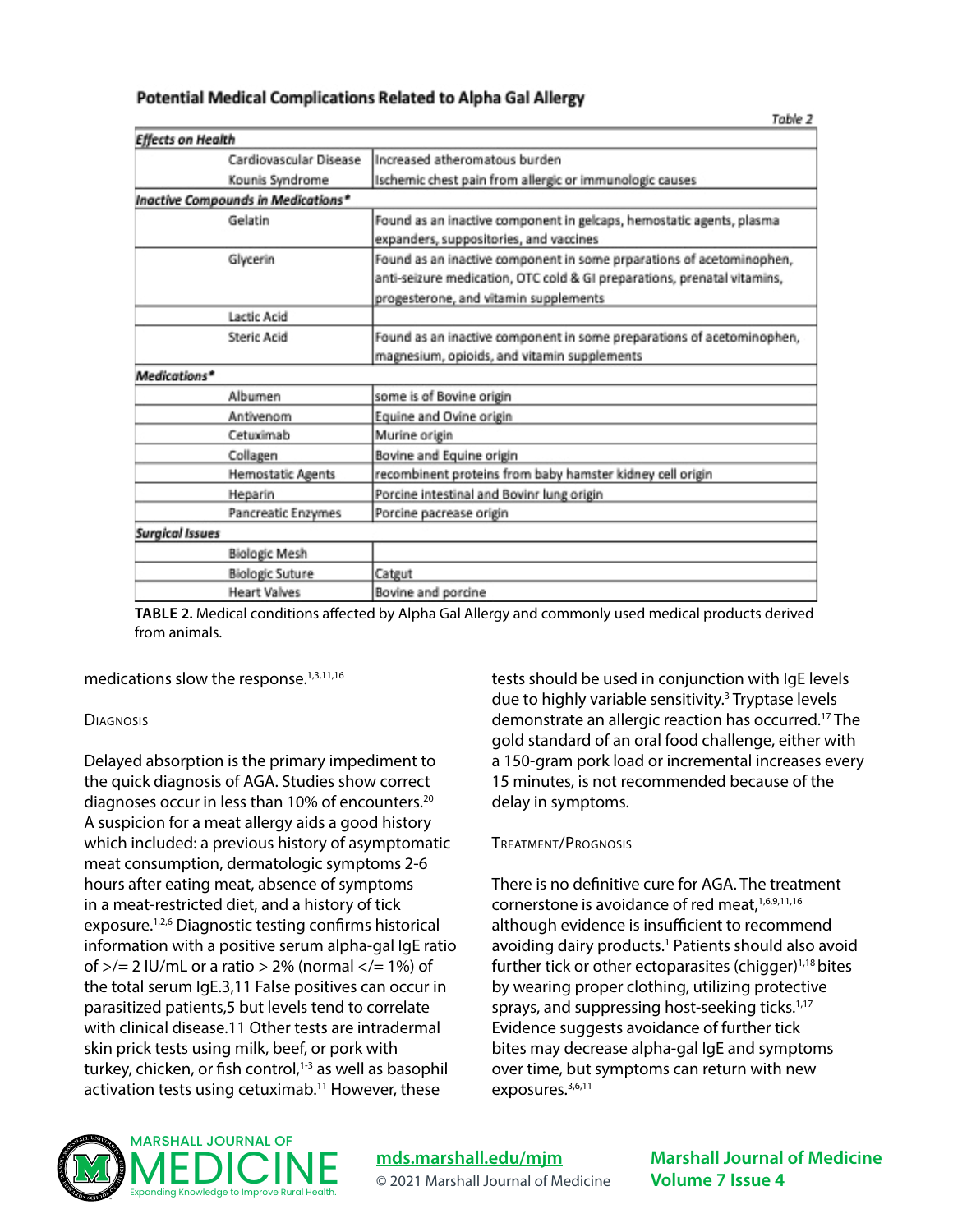**Potential Medical Complications Related to Alpha Gal Allergy**

*Table 2*

| | |
|---|---|
| ***Effects on Health*** | |
| Cardiovascular Disease | Increased atheromatous burden |
| Kounis Syndrome | Ischemic chest pain from allergic or immunologic causes |
| ***Inactive Compounds in Medications**** | |
| Gelatin | Found as an inactive component in gelcaps, hemostatic agents, plasma expanders, suppositories, and vaccines |
| Glycerin | Found as an inactive component in some prparations of acetominophen, anti-seizure medication, OTC cold & GI preparations, prenatal vitamins, progesterone, and vitamin supplements |
| Lactic Acid | |
| Steric Acid | Found as an inactive component in some preparations of acetominophen, magnesium, opioids, and vitamin supplements |
| ***Medications**** | |
| Albumen | some is of Bovine origin |
| Antivenom | Equine and Ovine origin |
| Cetuximab | Murine origin |
| Collagen | Bovine and Equine origin |
| Hemostatic Agents | recombinent proteins from baby hamster kidney cell origin |
| Heparin | Porcine intestinal and Bovinr lung origin |
| Pancreatic Enzymes | Porcine pacrease origin |
| ***Surgical Issues*** | |
| Biologic Mesh | |
| Biologic Suture | Catgut |
| Heart Valves | Bovine and porcine |

**TABLE 2.** Medical conditions affected by Alpha Gal Allergy and commonly used medical products derived from animals.

medications slow the response.[1,3,11,16]

### Diagnosis

Delayed absorption is the primary impediment to the quick diagnosis of AGA. Studies show correct diagnoses occur in less than 10% of encounters.[20] A suspicion for a meat allergy aids a good history which included: a previous history of asymptomatic meat consumption, dermatologic symptoms 2-6 hours after eating meat, absence of symptoms in a meat-restricted diet, and a history of tick exposure.[1,2,6] Diagnostic testing confirms historical information with a positive serum alpha-gal IgE ratio of >/= 2 IU/mL or a ratio > 2% (normal </= 1%) of the total serum IgE.3,11 False positives can occur in parasitized patients,5 but levels tend to correlate with clinical disease.11 Other tests are intradermal skin prick tests using milk, beef, or pork with turkey, chicken, or fish control,[1-3] as well as basophil activation tests using cetuximab.[11] However, these tests should be used in conjunction with IgE levels due to highly variable sensitivity.[3] Tryptase levels demonstrate an allergic reaction has occurred.[17] The gold standard of an oral food challenge, either with a 150-gram pork load or incremental increases every 15 minutes, is not recommended because of the delay in symptoms.

### Treatment/Prognosis

There is no definitive cure for AGA. The treatment cornerstone is avoidance of red meat,[1,6,9,11,16] although evidence is insufficient to recommend avoiding dairy products.[1] Patients should also avoid further tick or other ectoparasites (chigger)[1,18] bites by wearing proper clothing, utilizing protective sprays, and suppressing host-seeking ticks.[1,17] Evidence suggests avoidance of further tick bites may decrease alpha-gal IgE and symptoms over time, but symptoms can return with new exposures.[3,6,11]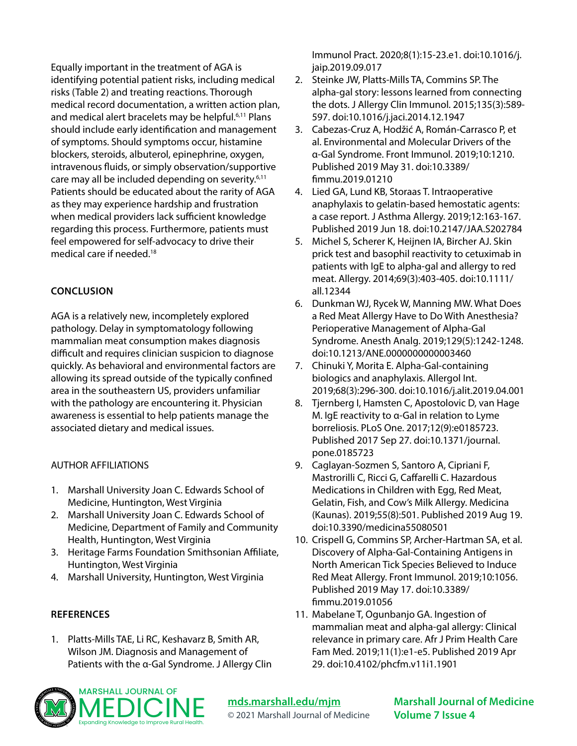Equally important in the treatment of AGA is identifying potential patient risks, including medical risks (Table 2) and treating reactions. Thorough medical record documentation, a written action plan, and medical alert bracelets may be helpful.[6,11] Plans should include early identification and management of symptoms. Should symptoms occur, histamine blockers, steroids, albuterol, epinephrine, oxygen, intravenous fluids, or simply observation/supportive care may all be included depending on severity.[6,11] Patients should be educated about the rarity of AGA as they may experience hardship and frustration when medical providers lack sufficient knowledge regarding this process. Furthermore, patients must feel empowered for self-advocacy to drive their medical care if needed.[18]

## CONCLUSION

AGA is a relatively new, incompletely explored pathology. Delay in symptomatology following mammalian meat consumption makes diagnosis difficult and requires clinician suspicion to diagnose quickly. As behavioral and environmental factors are allowing its spread outside of the typically confined area in the southeastern US, providers unfamiliar with the pathology are encountering it. Physician awareness is essential to help patients manage the associated dietary and medical issues.

## AUTHOR AFFILIATIONS

1. Marshall University Joan C. Edwards School of Medicine, Huntington, West Virginia
2. Marshall University Joan C. Edwards School of Medicine, Department of Family and Community Health, Huntington, West Virginia
3. Heritage Farms Foundation Smithsonian Affiliate, Huntington, West Virginia
4. Marshall University, Huntington, West Virginia

## REFERENCES

1. Platts-Mills TAE, Li RC, Keshavarz B, Smith AR, Wilson JM. Diagnosis and Management of Patients with the α-Gal Syndrome. J Allergy Clin Immunol Pract. 2020;8(1):15-23.e1. doi:10.1016/j.jaip.2019.09.017
2. Steinke JW, Platts-Mills TA, Commins SP. The alpha-gal story: lessons learned from connecting the dots. J Allergy Clin Immunol. 2015;135(3):589-597. doi:10.1016/j.jaci.2014.12.1947
3. Cabezas-Cruz A, Hodžić A, Román-Carrasco P, et al. Environmental and Molecular Drivers of the α-Gal Syndrome. Front Immunol. 2019;10:1210. Published 2019 May 31. doi:10.3389/fimmu.2019.01210
4. Lied GA, Lund KB, Storaas T. Intraoperative anaphylaxis to gelatin-based hemostatic agents: a case report. J Asthma Allergy. 2019;12:163-167. Published 2019 Jun 18. doi:10.2147/JAA.S202784
5. Michel S, Scherer K, Heijnen IA, Bircher AJ. Skin prick test and basophil reactivity to cetuximab in patients with IgE to alpha-gal and allergy to red meat. Allergy. 2014;69(3):403-405. doi:10.1111/all.12344
6. Dunkman WJ, Rycek W, Manning MW. What Does a Red Meat Allergy Have to Do With Anesthesia? Perioperative Management of Alpha-Gal Syndrome. Anesth Analg. 2019;129(5):1242-1248. doi:10.1213/ANE.0000000000003460
7. Chinuki Y, Morita E. Alpha-Gal-containing biologics and anaphylaxis. Allergol Int. 2019;68(3):296-300. doi:10.1016/j.alit.2019.04.001
8. Tjernberg I, Hamsten C, Apostolovic D, van Hage M. IgE reactivity to α-Gal in relation to Lyme borreliosis. PLoS One. 2017;12(9):e0185723. Published 2017 Sep 27. doi:10.1371/journal.pone.0185723
9. Caglayan-Sozmen S, Santoro A, Cipriani F, Mastrorilli C, Ricci G, Caffarelli C. Hazardous Medications in Children with Egg, Red Meat, Gelatin, Fish, and Cow's Milk Allergy. Medicina (Kaunas). 2019;55(8):501. Published 2019 Aug 19. doi:10.3390/medicina55080501
10. Crispell G, Commins SP, Archer-Hartman SA, et al. Discovery of Alpha-Gal-Containing Antigens in North American Tick Species Believed to Induce Red Meat Allergy. Front Immunol. 2019;10:1056. Published 2019 May 17. doi:10.3389/fimmu.2019.01056
11. Mabelane T, Ogunbanjo GA. Ingestion of mammalian meat and alpha-gal allergy: Clinical relevance in primary care. Afr J Prim Health Care Fam Med. 2019;11(1):e1-e5. Published 2019 Apr 29. doi:10.4102/phcfm.v11i1.1901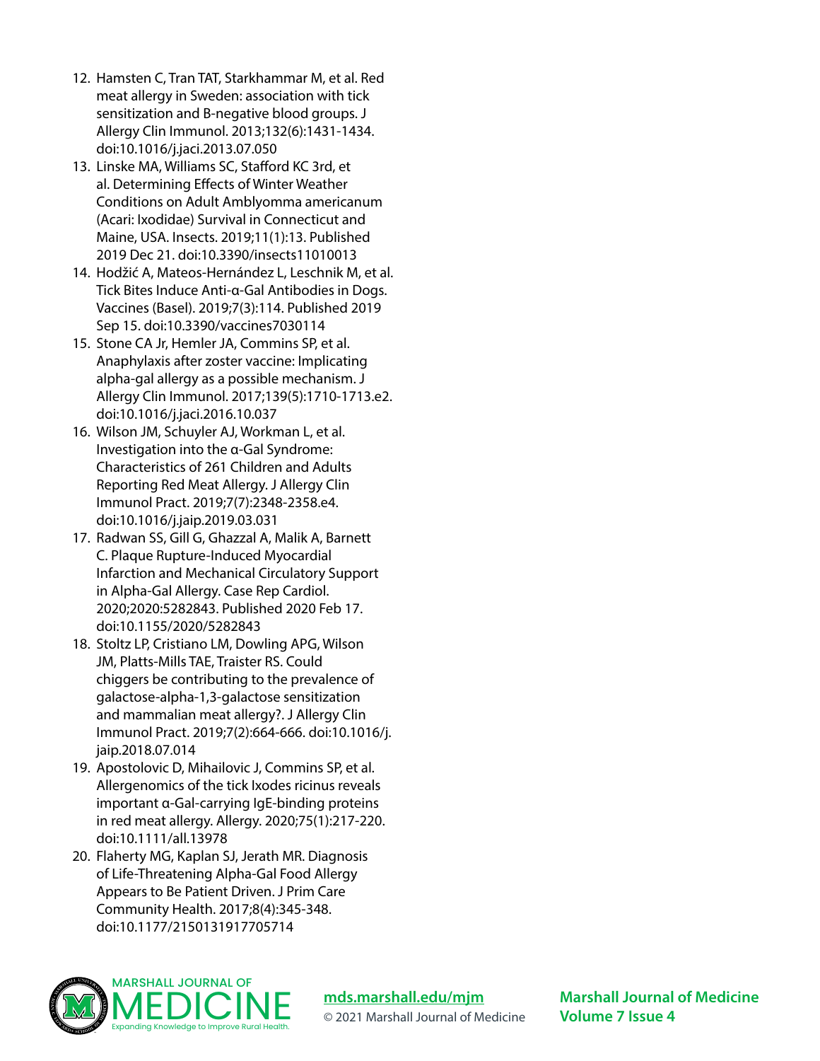12. Hamsten C, Tran TAT, Starkhammar M, et al. Red meat allergy in Sweden: association with tick sensitization and B-negative blood groups. J Allergy Clin Immunol. 2013;132(6):1431-1434. doi:10.1016/j.jaci.2013.07.050
13. Linske MA, Williams SC, Stafford KC 3rd, et al. Determining Effects of Winter Weather Conditions on Adult Amblyomma americanum (Acari: Ixodidae) Survival in Connecticut and Maine, USA. Insects. 2019;11(1):13. Published 2019 Dec 21. doi:10.3390/insects11010013
14. Hodžić A, Mateos-Hernández L, Leschnik M, et al. Tick Bites Induce Anti-α-Gal Antibodies in Dogs. Vaccines (Basel). 2019;7(3):114. Published 2019 Sep 15. doi:10.3390/vaccines7030114
15. Stone CA Jr, Hemler JA, Commins SP, et al. Anaphylaxis after zoster vaccine: Implicating alpha-gal allergy as a possible mechanism. J Allergy Clin Immunol. 2017;139(5):1710-1713.e2. doi:10.1016/j.jaci.2016.10.037
16. Wilson JM, Schuyler AJ, Workman L, et al. Investigation into the α-Gal Syndrome: Characteristics of 261 Children and Adults Reporting Red Meat Allergy. J Allergy Clin Immunol Pract. 2019;7(7):2348-2358.e4. doi:10.1016/j.jaip.2019.03.031
17. Radwan SS, Gill G, Ghazzal A, Malik A, Barnett C. Plaque Rupture-Induced Myocardial Infarction and Mechanical Circulatory Support in Alpha-Gal Allergy. Case Rep Cardiol. 2020;2020:5282843. Published 2020 Feb 17. doi:10.1155/2020/5282843
18. Stoltz LP, Cristiano LM, Dowling APG, Wilson JM, Platts-Mills TAE, Traister RS. Could chiggers be contributing to the prevalence of galactose-alpha-1,3-galactose sensitization and mammalian meat allergy?. J Allergy Clin Immunol Pract. 2019;7(2):664-666. doi:10.1016/j.jaip.2018.07.014
19. Apostolovic D, Mihailovic J, Commins SP, et al. Allergenomics of the tick Ixodes ricinus reveals important α-Gal-carrying IgE-binding proteins in red meat allergy. Allergy. 2020;75(1):217-220. doi:10.1111/all.13978
20. Flaherty MG, Kaplan SJ, Jerath MR. Diagnosis of Life-Threatening Alpha-Gal Food Allergy Appears to Be Patient Driven. J Prim Care Community Health. 2017;8(4):345-348. doi:10.1177/2150131917705714